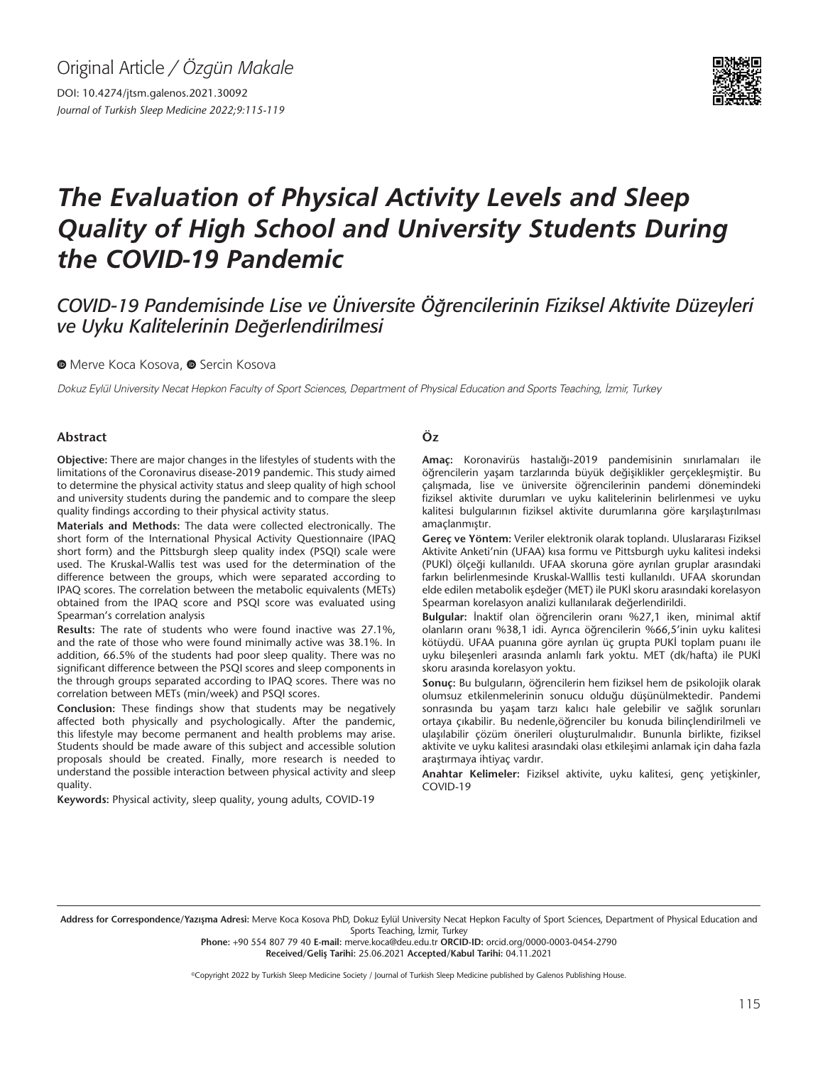Original Article / *Özgün Makale*

DOI: 10.4274/jtsm.galenos.2021.30092

*Journal of Turkish Sleep Medicine 2022;9:115-119*

# *The Evaluation of Physical Activity Levels and Sleep Quality of High School and University Students During the COVID-19 Pandemic*

## *COVID-19 Pandemisinde Lise ve Üniversite Öğrencilerinin Fiziksel Aktivite Düzeyleri ve Uyku Kalitelerinin Değerlendirilmesi*

Merve Koca Kosova, Sercin Kosova

*Dokuz Eylül University Necat Hepkon Faculty of Sport Sciences, Department of Physical Education and Sports Teaching, İzmir, Turkey*

### Abstract

**Objective:** There are major changes in the lifestyles of students with the limitations of the Coronavirus disease-2019 pandemic. This study aimed to determine the physical activity status and sleep quality of high school and university students during the pandemic and to compare the sleep quality findings according to their physical activity status.

**Materials and Methods:** The data were collected electronically. The short form of the International Physical Activity Questionnaire (IPAQ short form) and the Pittsburgh sleep quality index (PSQI) scale were used. The Kruskal-Wallis test was used for the determination of the difference between the groups, which were separated according to IPAQ scores. The correlation between the metabolic equivalents (METs) obtained from the IPAQ score and PSQI score was evaluated using Spearman's correlation analysis

**Results:** The rate of students who were found inactive was 27.1%, and the rate of those who were found minimally active was 38.1%. In addition, 66.5% of the students had poor sleep quality. There was no significant difference between the PSQI scores and sleep components in the through groups separated according to IPAQ scores. There was no correlation between METs (min/week) and PSQI scores.

**Conclusion:** These findings show that students may be negatively affected both physically and psychologically. After the pandemic, this lifestyle may become permanent and health problems may arise. Students should be made aware of this subject and accessible solution proposals should be created. Finally, more research is needed to understand the possible interaction between physical activity and sleep quality.

**Keywords:** Physical activity, sleep quality, young adults, COVID-19

### Öz

**Amaç:** Koronavirüs hastalığı-2019 pandemisinin sınırlamaları ile öğrencilerin yaşam tarzlarında büyük değişiklikler gerçekleşmiştir. Bu çalışmada, lise ve üniversite öğrencilerinin pandemi dönemindeki fiziksel aktivite durumları ve uyku kalitelerinin belirlenmesi ve uyku kalitesi bulgularının fiziksel aktivite durumlarına göre karşılaştırılması amaçlanmıştır.

**Gereç ve Yöntem:** Veriler elektronik olarak toplandı. Uluslararası Fiziksel Aktivite Anketi'nin (UFAA) kısa formu ve Pittsburgh uyku kalitesi indeksi (PUKİ) ölçeği kullanıldı. UFAA skoruna göre ayrılan gruplar arasındaki farkın belirlenmesinde Kruskal-Walllis testi kullanıldı. UFAA skorundan elde edilen metabolik eşdeğer (MET) ile PUKİ skoru arasındaki korelasyon Spearman korelasyon analizi kullanılarak değerlendirildi.

**Bulgular:** İnaktif olan öğrencilerin oranı %27,1 iken, minimal aktif olanların oranı %38,1 idi. Ayrıca öğrencilerin %66,5'inin uyku kalitesi kötüydü. UFAA puanına göre ayrılan üç grupta PUKİ toplam puanı ile uyku bileşenleri arasında anlamlı fark yoktu. MET (dk/hafta) ile PUKİ skoru arasında korelasyon yoktu.

**Sonuç:** Bu bulguların, öğrencilerin hem fiziksel hem de psikolojik olarak olumsuz etkilenmelerinin sonucu olduğu düşünülmektedir. Pandemi sonrasında bu yaşam tarzı kalıcı hale gelebilir ve sağlık sorunları ortaya çıkabilir. Bu nedenle,öğrenciler bu konuda bilinçlendirilmeli ve ulaşılabilir çözüm önerileri oluşturulmalıdır. Bununla birlikte, fiziksel aktivite ve uyku kalitesi arasındaki olası etkileşimi anlamak için daha fazla araştırmaya ihtiyaç vardır.

**Anahtar Kelimeler:** Fiziksel aktivite, uyku kalitesi, genç yetişkinler, COVID-19

---

**Address for Correspondence/Yazışma Adresi:** Merve Koca Kosova PhD, Dokuz Eylül University Necat Hepkon Faculty of Sport Sciences, Department of Physical Education and Sports Teaching, İzmir, Turkey

**Phone:** +90 554 807 79 40 **E-mail:** merve.koca@deu.edu.tr **ORCID-ID:** orcid.org/0000-0003-0454-2790

**Received/Geliş Tarihi:** 25.06.2021 **Accepted/Kabul Tarihi:** 04.11.2021

©Copyright 2022 by Turkish Sleep Medicine Society / Journal of Turkish Sleep Medicine published by Galenos Publishing House.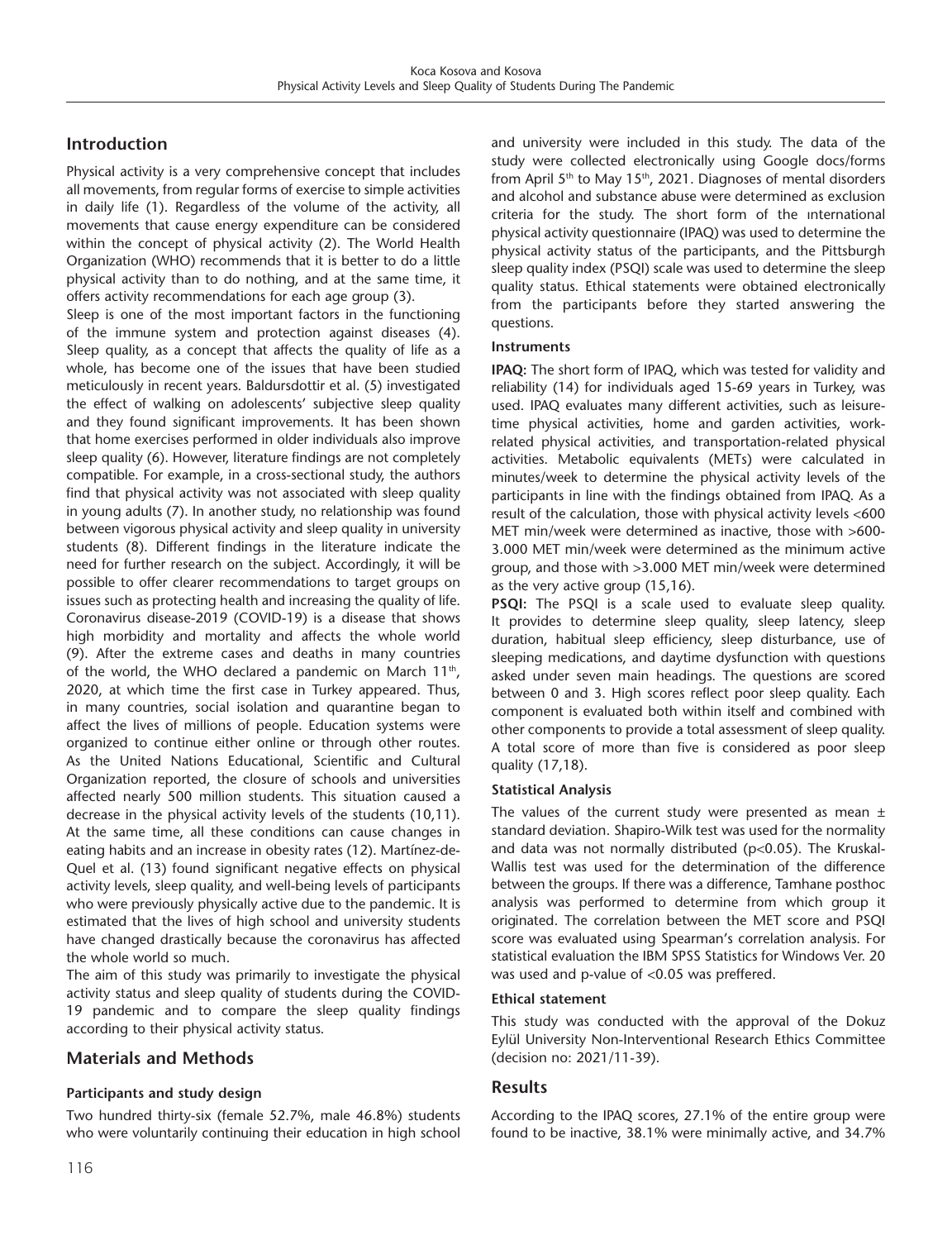## Introduction

Physical activity is a very comprehensive concept that includes all movements, from regular forms of exercise to simple activities in daily life (1). Regardless of the volume of the activity, all movements that cause energy expenditure can be considered within the concept of physical activity (2). The World Health Organization (WHO) recommends that it is better to do a little physical activity than to do nothing, and at the same time, it offers activity recommendations for each age group (3).

Sleep is one of the most important factors in the functioning of the immune system and protection against diseases (4). Sleep quality, as a concept that affects the quality of life as a whole, has become one of the issues that have been studied meticulously in recent years. Baldursdottir et al. (5) investigated the effect of walking on adolescents' subjective sleep quality and they found significant improvements. It has been shown that home exercises performed in older individuals also improve sleep quality (6). However, literature findings are not completely compatible. For example, in a cross-sectional study, the authors find that physical activity was not associated with sleep quality in young adults (7). In another study, no relationship was found between vigorous physical activity and sleep quality in university students (8). Different findings in the literature indicate the need for further research on the subject. Accordingly, it will be possible to offer clearer recommendations to target groups on issues such as protecting health and increasing the quality of life.

Coronavirus disease-2019 (COVID-19) is a disease that shows high morbidity and mortality and affects the whole world (9). After the extreme cases and deaths in many countries of the world, the WHO declared a pandemic on March 11th, 2020, at which time the first case in Turkey appeared. Thus, in many countries, social isolation and quarantine began to affect the lives of millions of people. Education systems were organized to continue either online or through other routes. As the United Nations Educational, Scientific and Cultural Organization reported, the closure of schools and universities affected nearly 500 million students. This situation caused a decrease in the physical activity levels of the students (10,11). At the same time, all these conditions can cause changes in eating habits and an increase in obesity rates (12). Martínez-de-Quel et al. (13) found significant negative effects on physical activity levels, sleep quality, and well-being levels of participants who were previously physically active due to the pandemic. It is estimated that the lives of high school and university students have changed drastically because the coronavirus has affected the whole world so much.

The aim of this study was primarily to investigate the physical activity status and sleep quality of students during the COVID-19 pandemic and to compare the sleep quality findings according to their physical activity status.

## Materials and Methods

### Participants and study design

Two hundred thirty-six (female 52.7%, male 46.8%) students who were voluntarily continuing their education in high school and university were included in this study. The data of the study were collected electronically using Google docs/forms from April 5th to May 15th, 2021. Diagnoses of mental disorders and alcohol and substance abuse were determined as exclusion criteria for the study. The short form of the ınternational physical activity questionnaire (IPAQ) was used to determine the physical activity status of the participants, and the Pittsburgh sleep quality index (PSQI) scale was used to determine the sleep quality status. Ethical statements were obtained electronically from the participants before they started answering the questions.

### Instruments

**IPAQ:** The short form of IPAQ, which was tested for validity and reliability (14) for individuals aged 15-69 years in Turkey, was used. IPAQ evaluates many different activities, such as leisure-time physical activities, home and garden activities, work-related physical activities, and transportation-related physical activities. Metabolic equivalents (METs) were calculated in minutes/week to determine the physical activity levels of the participants in line with the findings obtained from IPAQ. As a result of the calculation, those with physical activity levels <600 MET min/week were determined as inactive, those with >600-3.000 MET min/week were determined as the minimum active group, and those with >3.000 MET min/week were determined as the very active group (15,16).

**PSQI:** The PSQI is a scale used to evaluate sleep quality. It provides to determine sleep quality, sleep latency, sleep duration, habitual sleep efficiency, sleep disturbance, use of sleeping medications, and daytime dysfunction with questions asked under seven main headings. The questions are scored between 0 and 3. High scores reflect poor sleep quality. Each component is evaluated both within itself and combined with other components to provide a total assessment of sleep quality. A total score of more than five is considered as poor sleep quality (17,18).

### Statistical Analysis

The values of the current study were presented as mean ± standard deviation. Shapiro-Wilk test was used for the normality and data was not normally distributed ($p<0.05$). The Kruskal-Wallis test was used for the determination of the difference between the groups. If there was a difference, Tamhane posthoc analysis was performed to determine from which group it originated. The correlation between the MET score and PSQI score was evaluated using Spearman's correlation analysis. For statistical evaluation the IBM SPSS Statistics for Windows Ver. 20 was used and p-value of <0.05 was preffered.

### Ethical statement

This study was conducted with the approval of the Dokuz Eylül University Non-Interventional Research Ethics Committee (decision no: 2021/11-39).

## Results

According to the IPAQ scores, 27.1% of the entire group were found to be inactive, 38.1% were minimally active, and 34.7%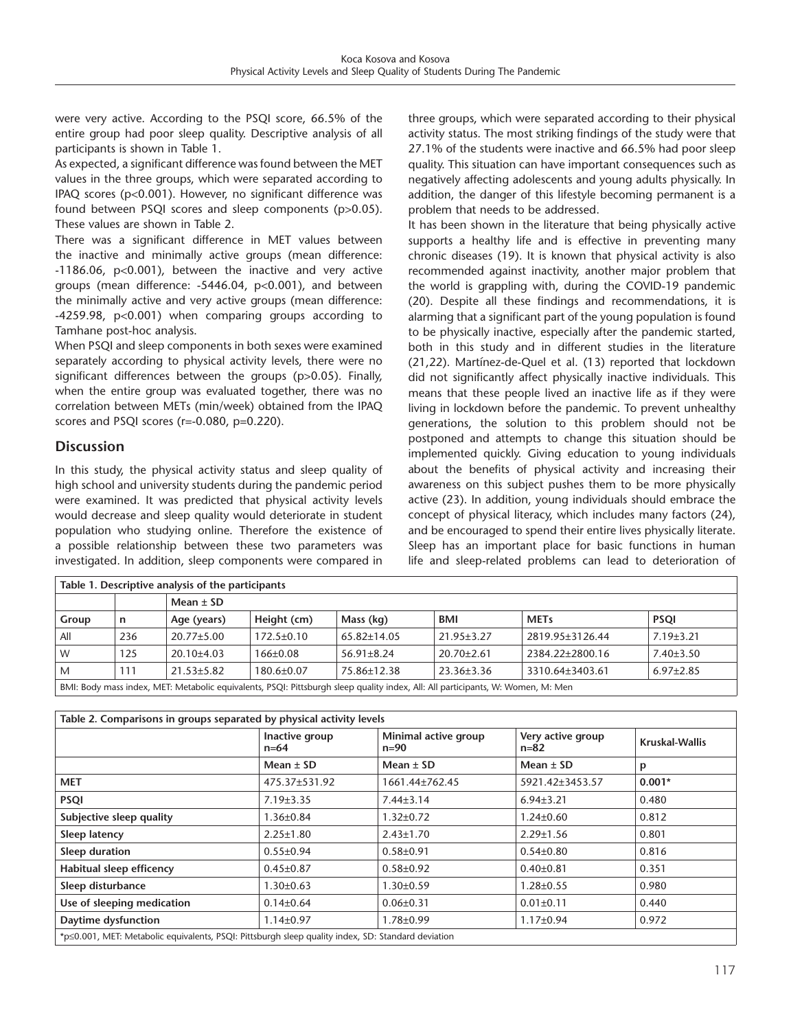were very active. According to the PSQI score, 66.5% of the entire group had poor sleep quality. Descriptive analysis of all participants is shown in Table 1.

As expected, a significant difference was found between the MET values in the three groups, which were separated according to IPAQ scores ($p<0.001$). However, no significant difference was found between PSQI scores and sleep components ($p>0.05$). These values are shown in Table 2.

There was a significant difference in MET values between the inactive and minimally active groups (mean difference: -1186.06, $p<0.001$), between the inactive and very active groups (mean difference: -5446.04, $p<0.001$), and between the minimally active and very active groups (mean difference: -4259.98, $p<0.001$) when comparing groups according to Tamhane post-hoc analysis.

When PSQI and sleep components in both sexes were examined separately according to physical activity levels, there were no significant differences between the groups ($p>0.05$). Finally, when the entire group was evaluated together, there was no correlation between METs (min/week) obtained from the IPAQ scores and PSQI scores ($r=-0.080$, $p=0.220$).

## Discussion

In this study, the physical activity status and sleep quality of high school and university students during the pandemic period were examined. It was predicted that physical activity levels would decrease and sleep quality would deteriorate in student population who studying online. Therefore the existence of a possible relationship between these two parameters was investigated. In addition, sleep components were compared in three groups, which were separated according to their physical activity status. The most striking findings of the study were that 27.1% of the students were inactive and 66.5% had poor sleep quality. This situation can have important consequences such as negatively affecting adolescents and young adults physically. In addition, the danger of this lifestyle becoming permanent is a problem that needs to be addressed.

It has been shown in the literature that being physically active supports a healthy life and is effective in preventing many chronic diseases (19). It is known that physical activity is also recommended against inactivity, another major problem that the world is grappling with, during the COVID-19 pandemic (20). Despite all these findings and recommendations, it is alarming that a significant part of the young population is found to be physically inactive, especially after the pandemic started, both in this study and in different studies in the literature (21,22). Martínez-de-Quel et al. (13) reported that lockdown did not significantly affect physically inactive individuals. This means that these people lived an inactive life as if they were living in lockdown before the pandemic. To prevent unhealthy generations, the solution to this problem should not be postponed and attempts to change this situation should be implemented quickly. Giving education to young individuals about the benefits of physical activity and increasing their awareness on this subject pushes them to be more physically active (23). In addition, young individuals should embrace the concept of physical literacy, which includes many factors (24), and be encouraged to spend their entire lives physically literate. Sleep has an important place for basic functions in human life and sleep-related problems can lead to deterioration of

**Table 1. Descriptive analysis of the participants**

| | | Mean ± SD | | | | | |
|---|---|---|---|---|---|---|---|
| Group | n | Age (years) | Height (cm) | Mass (kg) | BMI | METs | PSQI |
| All | 236 | 20.77±5.00 | 172.5±0.10 | 65.82±14.05 | 21.95±3.27 | 2819.95±3126.44 | 7.19±3.21 |
| W | 125 | 20.10±4.03 | 166±0.08 | 56.91±8.24 | 20.70±2.61 | 2384.22±2800.16 | 7.40±3.50 |
| M | 111 | 21.53±5.82 | 180.6±0.07 | 75.86±12.38 | 23.36±3.36 | 3310.64±3403.61 | 6.97±2.85 |

BMI: Body mass index, MET: Metabolic equivalents, PSQI: Pittsburgh sleep quality index, All: All participants, W: Women, M: Men

**Table 2. Comparisons in groups separated by physical activity levels**

| | Inactive group n=64 | Minimal active group n=90 | Very active group n=82 | Kruskal-Wallis |
|---|---|---|---|---|
| | Mean ± SD | Mean ± SD | Mean ± SD | p |
| **MET** | 475.37±531.92 | 1661.44±762.45 | 5921.42±3453.57 | **0.001*** |
| **PSQI** | 7.19±3.35 | 7.44±3.14 | 6.94±3.21 | 0.480 |
| **Subjective sleep quality** | 1.36±0.84 | 1.32±0.72 | 1.24±0.60 | 0.812 |
| **Sleep latency** | 2.25±1.80 | 2.43±1.70 | 2.29±1.56 | 0.801 |
| **Sleep duration** | 0.55±0.94 | 0.58±0.91 | 0.54±0.80 | 0.816 |
| **Habitual sleep efficency** | 0.45±0.87 | 0.58±0.92 | 0.40±0.81 | 0.351 |
| **Sleep disturbance** | 1.30±0.63 | 1.30±0.59 | 1.28±0.55 | 0.980 |
| **Use of sleeping medication** | 0.14±0.64 | 0.06±0.31 | 0.01±0.11 | 0.440 |
| **Daytime dysfunction** | 1.14±0.97 | 1.78±0.99 | 1.17±0.94 | 0.972 |

*p≤0.001, MET: Metabolic equivalents, PSQI: Pittsburgh sleep quality index, SD: Standard deviation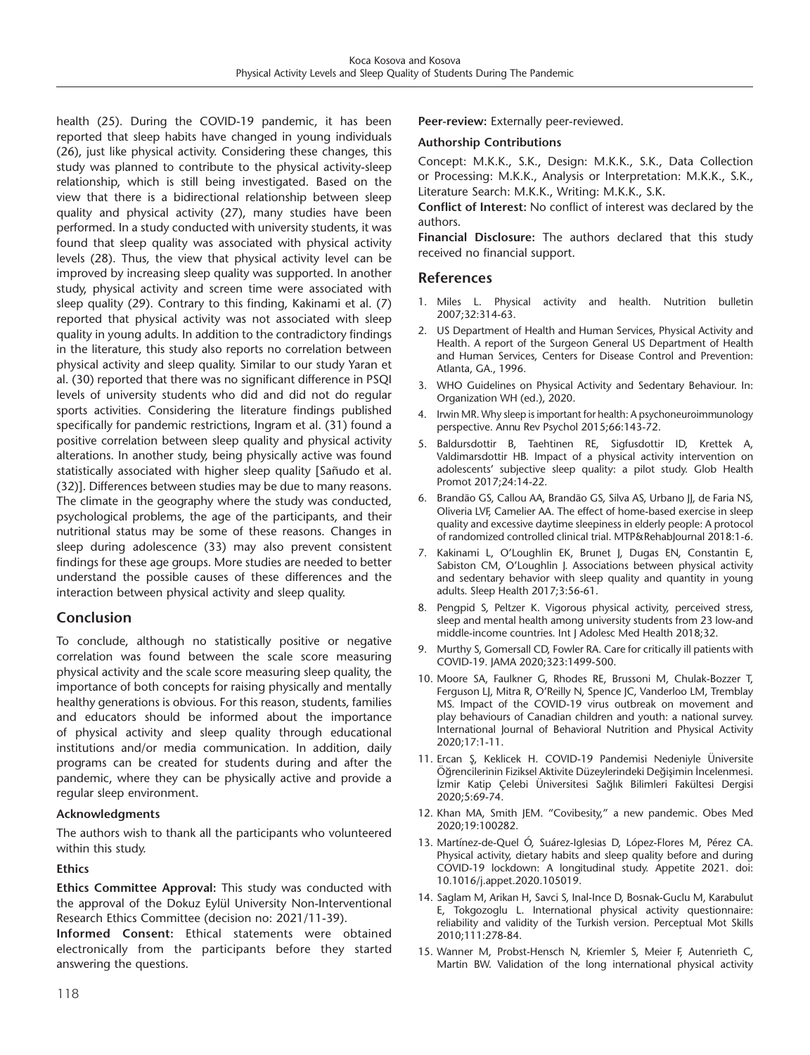health (25). During the COVID-19 pandemic, it has been reported that sleep habits have changed in young individuals (26), just like physical activity. Considering these changes, this study was planned to contribute to the physical activity-sleep relationship, which is still being investigated. Based on the view that there is a bidirectional relationship between sleep quality and physical activity (27), many studies have been performed. In a study conducted with university students, it was found that sleep quality was associated with physical activity levels (28). Thus, the view that physical activity level can be improved by increasing sleep quality was supported. In another study, physical activity and screen time were associated with sleep quality (29). Contrary to this finding, Kakinami et al. (7) reported that physical activity was not associated with sleep quality in young adults. In addition to the contradictory findings in the literature, this study also reports no correlation between physical activity and sleep quality. Similar to our study Yaran et al. (30) reported that there was no significant difference in PSQI levels of university students who did and did not do regular sports activities. Considering the literature findings published specifically for pandemic restrictions, Ingram et al. (31) found a positive correlation between sleep quality and physical activity alterations. In another study, being physically active was found statistically associated with higher sleep quality [Sañudo et al. (32)]. Differences between studies may be due to many reasons. The climate in the geography where the study was conducted, psychological problems, the age of the participants, and their nutritional status may be some of these reasons. Changes in sleep during adolescence (33) may also prevent consistent findings for these age groups. More studies are needed to better understand the possible causes of these differences and the interaction between physical activity and sleep quality.

## Conclusion

To conclude, although no statistically positive or negative correlation was found between the scale score measuring physical activity and the scale score measuring sleep quality, the importance of both concepts for raising physically and mentally healthy generations is obvious. For this reason, students, families and educators should be informed about the importance of physical activity and sleep quality through educational institutions and/or media communication. In addition, daily programs can be created for students during and after the pandemic, where they can be physically active and provide a regular sleep environment.

**Acknowledgments**

The authors wish to thank all the participants who volunteered within this study.

**Ethics**

**Ethics Committee Approval:** This study was conducted with the approval of the Dokuz Eylül University Non-Interventional Research Ethics Committee (decision no: 2021/11-39).

**Informed Consent:** Ethical statements were obtained electronically from the participants before they started answering the questions.

**Peer-review:** Externally peer-reviewed.

**Authorship Contributions**

Concept: M.K.K., S.K., Design: M.K.K., S.K., Data Collection or Processing: M.K.K., Analysis or Interpretation: M.K.K., S.K., Literature Search: M.K.K., Writing: M.K.K., S.K.

**Conflict of Interest:** No conflict of interest was declared by the authors.

**Financial Disclosure:** The authors declared that this study received no financial support.

## References

1. Miles L. Physical activity and health. Nutrition bulletin 2007;32:314-63.
2. US Department of Health and Human Services, Physical Activity and Health. A report of the Surgeon General US Department of Health and Human Services, Centers for Disease Control and Prevention: Atlanta, GA., 1996.
3. WHO Guidelines on Physical Activity and Sedentary Behaviour. In: Organization WH (ed.), 2020.
4. Irwin MR. Why sleep is important for health: A psychoneuroimmunology perspective. Annu Rev Psychol 2015;66:143-72.
5. Baldursdottir B, Taehtinen RE, Sigfusdottir ID, Krettek A, Valdimarsdottir HB. Impact of a physical activity intervention on adolescents' subjective sleep quality: a pilot study. Glob Health Promot 2017;24:14-22.
6. Brandão GS, Callou AA, Brandão GS, Silva AS, Urbano JJ, de Faria NS, Oliveria LVF, Camelier AA. The effect of home-based exercise in sleep quality and excessive daytime sleepiness in elderly people: A protocol of randomized controlled clinical trial. MTP&RehabJournal 2018:1-6.
7. Kakinami L, O'Loughlin EK, Brunet J, Dugas EN, Constantin E, Sabiston CM, O'Loughlin J. Associations between physical activity and sedentary behavior with sleep quality and quantity in young adults. Sleep Health 2017;3:56-61.
8. Pengpid S, Peltzer K. Vigorous physical activity, perceived stress, sleep and mental health among university students from 23 low-and middle-income countries. Int J Adolesc Med Health 2018;32.
9. Murthy S, Gomersall CD, Fowler RA. Care for critically ill patients with COVID-19. JAMA 2020;323:1499-500.
10. Moore SA, Faulkner G, Rhodes RE, Brussoni M, Chulak-Bozzer T, Ferguson LJ, Mitra R, O'Reilly N, Spence JC, Vanderloo LM, Tremblay MS. Impact of the COVID-19 virus outbreak on movement and play behaviours of Canadian children and youth: a national survey. International Journal of Behavioral Nutrition and Physical Activity 2020;17:1-11.
11. Ercan Ş, Keklicek H. COVID-19 Pandemisi Nedeniyle Üniversite Öğrencilerinin Fiziksel Aktivite Düzeylerindeki Değişimin İncelenmesi. İzmir Katip Çelebi Üniversitesi Sağlık Bilimleri Fakültesi Dergisi 2020;5:69-74.
12. Khan MA, Smith JEM. "Covibesity," a new pandemic. Obes Med 2020;19:100282.
13. Martínez-de-Quel Ó, Suárez-Iglesias D, López-Flores M, Pérez CA. Physical activity, dietary habits and sleep quality before and during COVID-19 lockdown: A longitudinal study. Appetite 2021. doi: 10.1016/j.appet.2020.105019.
14. Saglam M, Arikan H, Savci S, Inal-Ince D, Bosnak-Guclu M, Karabulut E, Tokgozoglu L. International physical activity questionnaire: reliability and validity of the Turkish version. Perceptual Mot Skills 2010;111:278-84.
15. Wanner M, Probst-Hensch N, Kriemler S, Meier F, Autenrieth C, Martin BW. Validation of the long international physical activity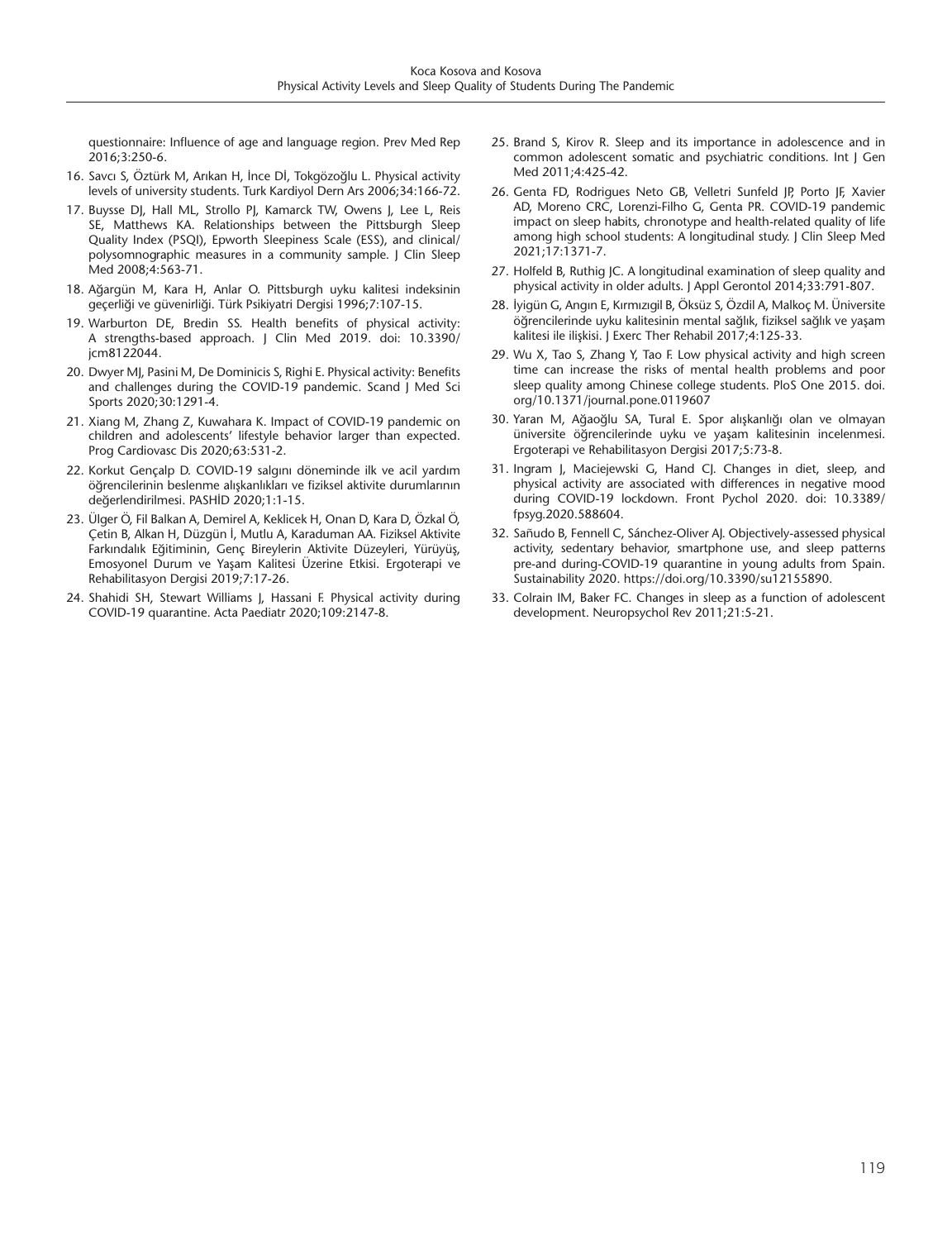questionnaire: Influence of age and language region. Prev Med Rep 2016;3:250-6.

16. Savcı S, Öztürk M, Arıkan H, İnce Dİ, Tokgözoğlu L. Physical activity levels of university students. Turk Kardiyol Dern Ars 2006;34:166-72.
17. Buysse DJ, Hall ML, Strollo PJ, Kamarck TW, Owens J, Lee L, Reis SE, Matthews KA. Relationships between the Pittsburgh Sleep Quality Index (PSQI), Epworth Sleepiness Scale (ESS), and clinical/polysomnographic measures in a community sample. J Clin Sleep Med 2008;4:563-71.
18. Ağargün M, Kara H, Anlar O. Pittsburgh uyku kalitesi indeksinin geçerliği ve güvenirliği. Türk Psikiyatri Dergisi 1996;7:107-15.
19. Warburton DE, Bredin SS. Health benefits of physical activity: A strengths-based approach. J Clin Med 2019. doi: 10.3390/jcm8122044.
20. Dwyer MJ, Pasini M, De Dominicis S, Righi E. Physical activity: Benefits and challenges during the COVID-19 pandemic. Scand J Med Sci Sports 2020;30:1291-4.
21. Xiang M, Zhang Z, Kuwahara K. Impact of COVID-19 pandemic on children and adolescents' lifestyle behavior larger than expected. Prog Cardiovasc Dis 2020;63:531-2.
22. Korkut Gençalp D. COVID-19 salgını döneminde ilk ve acil yardım öğrencilerinin beslenme alışkanlıkları ve fiziksel aktivite durumlarının değerlendirilmesi. PASHİD 2020;1:1-15.
23. Ülger Ö, Fil Balkan A, Demirel A, Keklicek H, Onan D, Kara D, Özkal Ö, Çetin B, Alkan H, Düzgün İ, Mutlu A, Karaduman AA. Fiziksel Aktivite Farkındalık Eğitiminin, Genç Bireylerin Aktivite Düzeyleri, Yürüyüş, Emosyonel Durum ve Yaşam Kalitesi Üzerine Etkisi. Ergoterapi ve Rehabilitasyon Dergisi 2019;7:17-26.
24. Shahidi SH, Stewart Williams J, Hassani F. Physical activity during COVID-19 quarantine. Acta Paediatr 2020;109:2147-8.
25. Brand S, Kirov R. Sleep and its importance in adolescence and in common adolescent somatic and psychiatric conditions. Int J Gen Med 2011;4:425-42.
26. Genta FD, Rodrigues Neto GB, Velletri Sunfeld JP, Porto JF, Xavier AD, Moreno CRC, Lorenzi-Filho G, Genta PR. COVID-19 pandemic impact on sleep habits, chronotype and health-related quality of life among high school students: A longitudinal study. J Clin Sleep Med 2021;17:1371-7.
27. Holfeld B, Ruthig JC. A longitudinal examination of sleep quality and physical activity in older adults. J Appl Gerontol 2014;33:791-807.
28. İyigün G, Angın E, Kırmızıgil B, Öksüz S, Özdil A, Malkoç M. Üniversite öğrencilerinde uyku kalitesinin mental sağlık, fiziksel sağlık ve yaşam kalitesi ile ilişkisi. J Exerc Ther Rehabil 2017;4:125-33.
29. Wu X, Tao S, Zhang Y, Tao F. Low physical activity and high screen time can increase the risks of mental health problems and poor sleep quality among Chinese college students. PloS One 2015. doi.org/10.1371/journal.pone.0119607
30. Yaran M, Ağaoğlu SA, Tural E. Spor alışkanlığı olan ve olmayan üniversite öğrencilerinde uyku ve yaşam kalitesinin incelenmesi. Ergoterapi ve Rehabilitasyon Dergisi 2017;5:73-8.
31. Ingram J, Maciejewski G, Hand CJ. Changes in diet, sleep, and physical activity are associated with differences in negative mood during COVID-19 lockdown. Front Pychol 2020. doi: 10.3389/fpsyg.2020.588604.
32. Sañudo B, Fennell C, Sánchez-Oliver AJ. Objectively-assessed physical activity, sedentary behavior, smartphone use, and sleep patterns pre-and during-COVID-19 quarantine in young adults from Spain. Sustainability 2020. https://doi.org/10.3390/su12155890.
33. Colrain IM, Baker FC. Changes in sleep as a function of adolescent development. Neuropsychol Rev 2011;21:5-21.